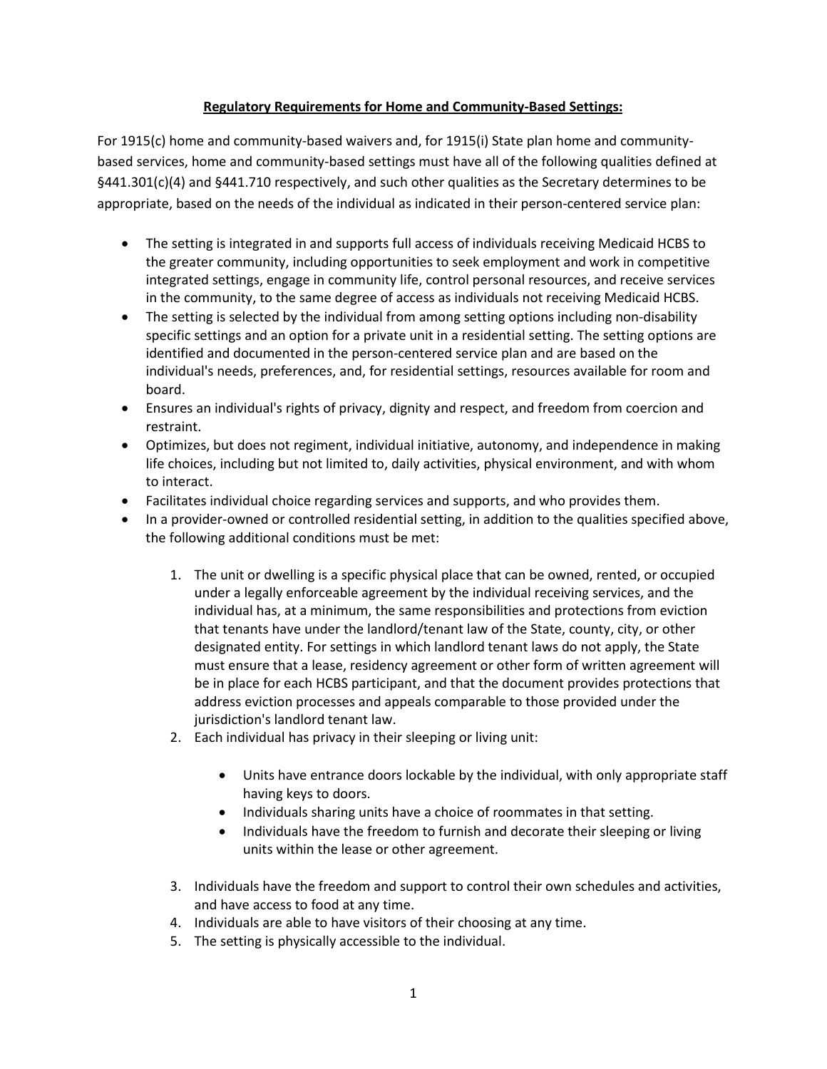**Regulatory Requirements for Home and Community-Based Settings:**

For 1915(c) home and community-based waivers and, for 1915(i) State plan home and community-based services, home and community-based settings must have all of the following qualities defined at §441.301(c)(4) and §441.710 respectively, and such other qualities as the Secretary determines to be appropriate, based on the needs of the individual as indicated in their person-centered service plan:

- The setting is integrated in and supports full access of individuals receiving Medicaid HCBS to the greater community, including opportunities to seek employment and work in competitive integrated settings, engage in community life, control personal resources, and receive services in the community, to the same degree of access as individuals not receiving Medicaid HCBS.
- The setting is selected by the individual from among setting options including non-disability specific settings and an option for a private unit in a residential setting. The setting options are identified and documented in the person-centered service plan and are based on the individual's needs, preferences, and, for residential settings, resources available for room and board.
- Ensures an individual's rights of privacy, dignity and respect, and freedom from coercion and restraint.
- Optimizes, but does not regiment, individual initiative, autonomy, and independence in making life choices, including but not limited to, daily activities, physical environment, and with whom to interact.
- Facilitates individual choice regarding services and supports, and who provides them.
- In a provider-owned or controlled residential setting, in addition to the qualities specified above, the following additional conditions must be met:

    1. The unit or dwelling is a specific physical place that can be owned, rented, or occupied under a legally enforceable agreement by the individual receiving services, and the individual has, at a minimum, the same responsibilities and protections from eviction that tenants have under the landlord/tenant law of the State, county, city, or other designated entity. For settings in which landlord tenant laws do not apply, the State must ensure that a lease, residency agreement or other form of written agreement will be in place for each HCBS participant, and that the document provides protections that address eviction processes and appeals comparable to those provided under the jurisdiction's landlord tenant law.
    2. Each individual has privacy in their sleeping or living unit:

        - Units have entrance doors lockable by the individual, with only appropriate staff having keys to doors.
        - Individuals sharing units have a choice of roommates in that setting.
        - Individuals have the freedom to furnish and decorate their sleeping or living units within the lease or other agreement.

    3. Individuals have the freedom and support to control their own schedules and activities, and have access to food at any time.
    4. Individuals are able to have visitors of their choosing at any time.
    5. The setting is physically accessible to the individual.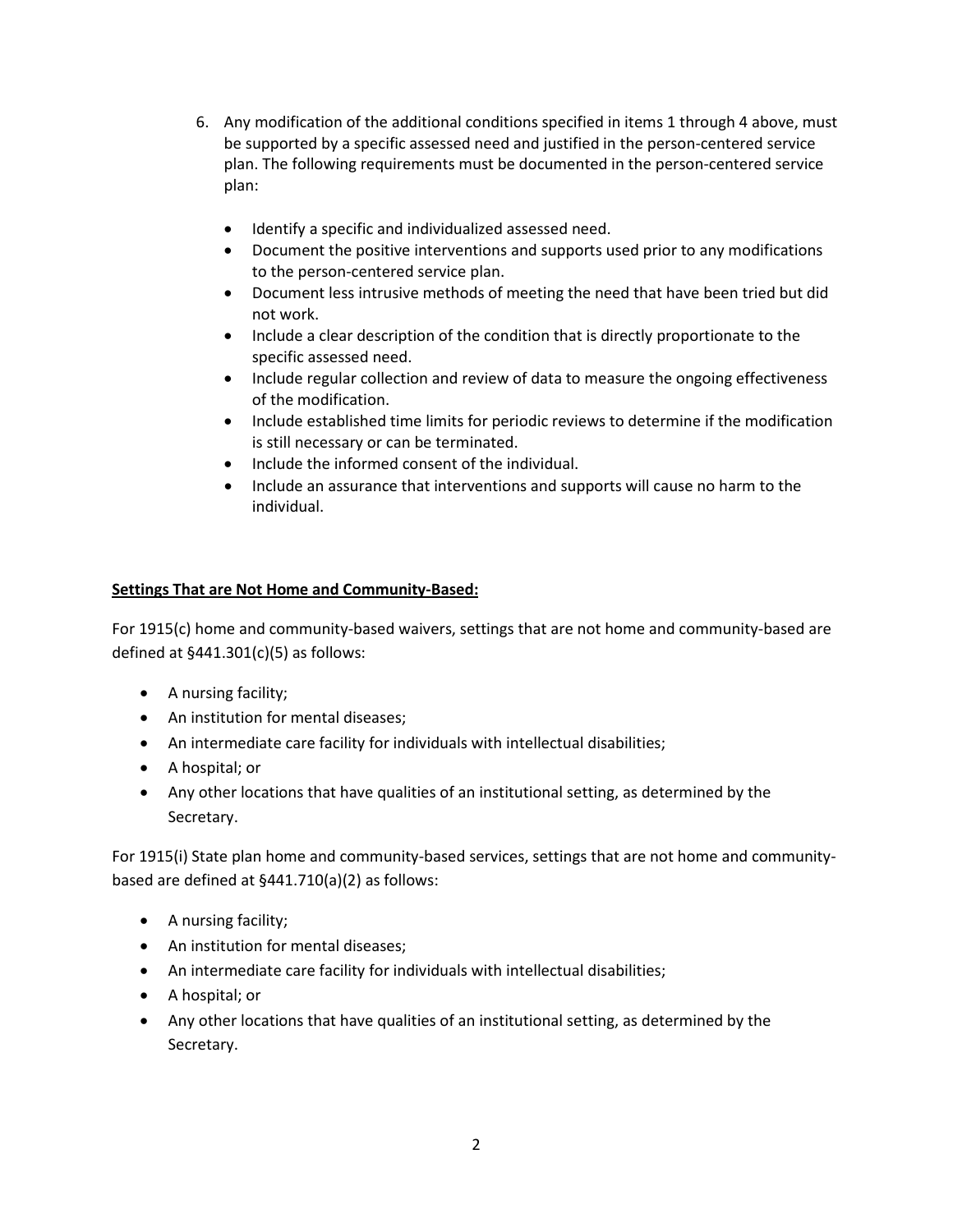6. Any modification of the additional conditions specified in items 1 through 4 above, must be supported by a specific assessed need and justified in the person-centered service plan. The following requirements must be documented in the person-centered service plan:

   - Identify a specific and individualized assessed need.
   - Document the positive interventions and supports used prior to any modifications to the person-centered service plan.
   - Document less intrusive methods of meeting the need that have been tried but did not work.
   - Include a clear description of the condition that is directly proportionate to the specific assessed need.
   - Include regular collection and review of data to measure the ongoing effectiveness of the modification.
   - Include established time limits for periodic reviews to determine if the modification is still necessary or can be terminated.
   - Include the informed consent of the individual.
   - Include an assurance that interventions and supports will cause no harm to the individual.

**Settings That are Not Home and Community-Based:**

For 1915(c) home and community-based waivers, settings that are not home and community-based are defined at §441.301(c)(5) as follows:

- A nursing facility;
- An institution for mental diseases;
- An intermediate care facility for individuals with intellectual disabilities;
- A hospital; or
- Any other locations that have qualities of an institutional setting, as determined by the Secretary.

For 1915(i) State plan home and community-based services, settings that are not home and community-based are defined at §441.710(a)(2) as follows:

- A nursing facility;
- An institution for mental diseases;
- An intermediate care facility for individuals with intellectual disabilities;
- A hospital; or
- Any other locations that have qualities of an institutional setting, as determined by the Secretary.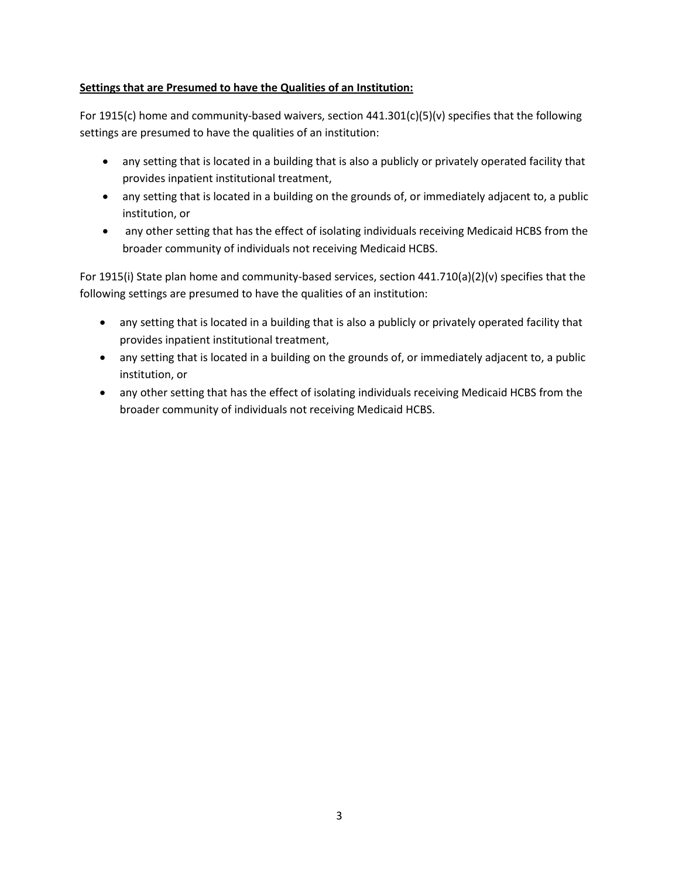**Settings that are Presumed to have the Qualities of an Institution:**

For 1915(c) home and community-based waivers, section 441.301(c)(5)(v) specifies that the following settings are presumed to have the qualities of an institution:

- any setting that is located in a building that is also a publicly or privately operated facility that provides inpatient institutional treatment,
- any setting that is located in a building on the grounds of, or immediately adjacent to, a public institution, or
- any other setting that has the effect of isolating individuals receiving Medicaid HCBS from the broader community of individuals not receiving Medicaid HCBS.

For 1915(i) State plan home and community-based services, section 441.710(a)(2)(v) specifies that the following settings are presumed to have the qualities of an institution:

- any setting that is located in a building that is also a publicly or privately operated facility that provides inpatient institutional treatment,
- any setting that is located in a building on the grounds of, or immediately adjacent to, a public institution, or
- any other setting that has the effect of isolating individuals receiving Medicaid HCBS from the broader community of individuals not receiving Medicaid HCBS.